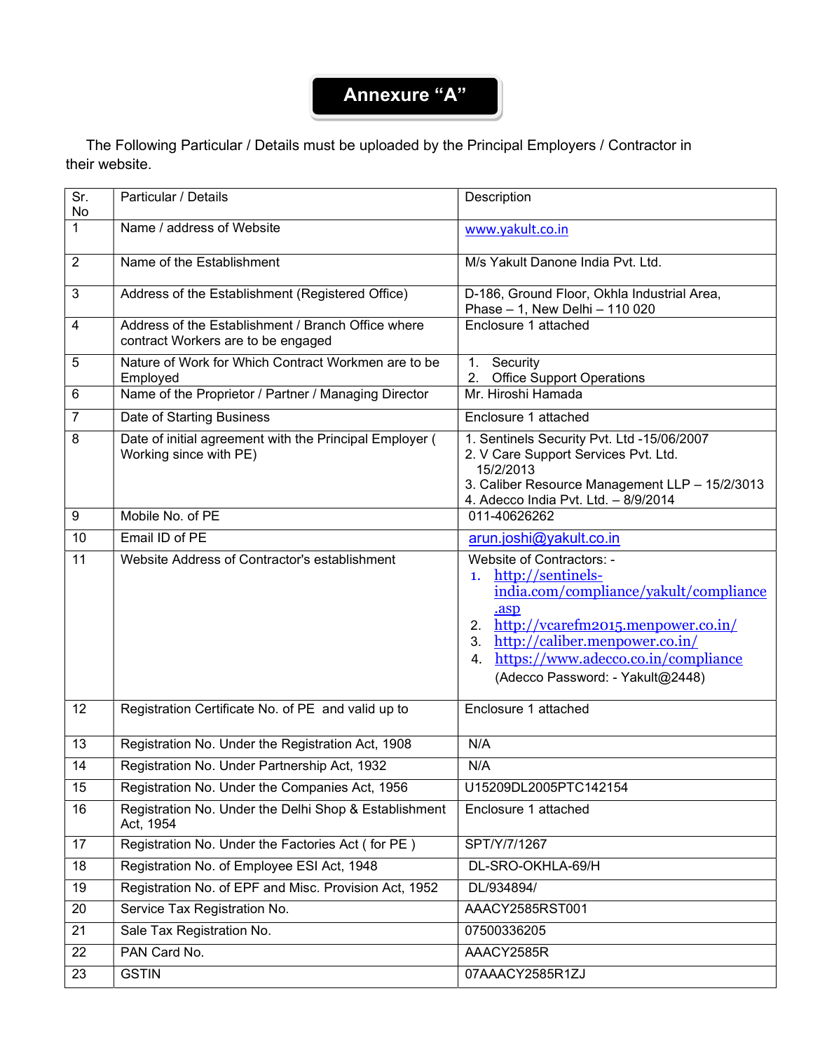# Annexure "A"

The Following Particular / Details must be uploaded by the Principal Employers / Contractor in their website.

| Sr. No | Particular / Details | Description |
|---|---|---|
| 1 | Name / address of Website | www.yakult.co.in |
| 2 | Name of the Establishment | M/s Yakult Danone India Pvt. Ltd. |
| 3 | Address of the Establishment (Registered Office) | D-186, Ground Floor, Okhla Industrial Area, Phase – 1, New Delhi – 110 020 |
| 4 | Address of the Establishment / Branch Office where contract Workers are to be engaged | Enclosure 1 attached |
| 5 | Nature of Work for Which Contract Workmen are to be Employed | 1. Security<br>2. Office Support Operations |
| 6 | Name of the Proprietor / Partner / Managing Director | Mr. Hiroshi Hamada |
| 7 | Date of Starting Business | Enclosure 1 attached |
| 8 | Date of initial agreement with the Principal Employer ( Working since with PE) | 1. Sentinels Security Pvt. Ltd -15/06/2007<br>2. V Care Support Services Pvt. Ltd. 15/2/2013<br>3. Caliber Resource Management LLP – 15/2/3013<br>4. Adecco India Pvt. Ltd. – 8/9/2014 |
| 9 | Mobile No. of PE | 011-40626262 |
| 10 | Email ID of PE | arun.joshi@yakult.co.in |
| 11 | Website Address of Contractor's establishment | Website of Contractors: -<br>1. http://sentinels-india.com/compliance/yakult/compliance.asp<br>2. http://vcarefm2015.menpower.co.in/<br>3. http://caliber.menpower.co.in/<br>4. https://www.adecco.co.in/compliance<br>(Adecco Password: - Yakult@2448) |
| 12 | Registration Certificate No. of PE and valid up to | Enclosure 1 attached |
| 13 | Registration No. Under the Registration Act, 1908 | N/A |
| 14 | Registration No. Under Partnership Act, 1932 | N/A |
| 15 | Registration No. Under the Companies Act, 1956 | U15209DL2005PTC142154 |
| 16 | Registration No. Under the Delhi Shop & Establishment Act, 1954 | Enclosure 1 attached |
| 17 | Registration No. Under the Factories Act ( for PE ) | SPT/Y/7/1267 |
| 18 | Registration No. of Employee ESI Act, 1948 | DL-SRO-OKHLA-69/H |
| 19 | Registration No. of EPF and Misc. Provision Act, 1952 | DL/934894/ |
| 20 | Service Tax Registration No. | AAACY2585RST001 |
| 21 | Sale Tax Registration No. | 07500336205 |
| 22 | PAN Card No. | AAACY2585R |
| 23 | GSTIN | 07AAACY2585R1ZJ |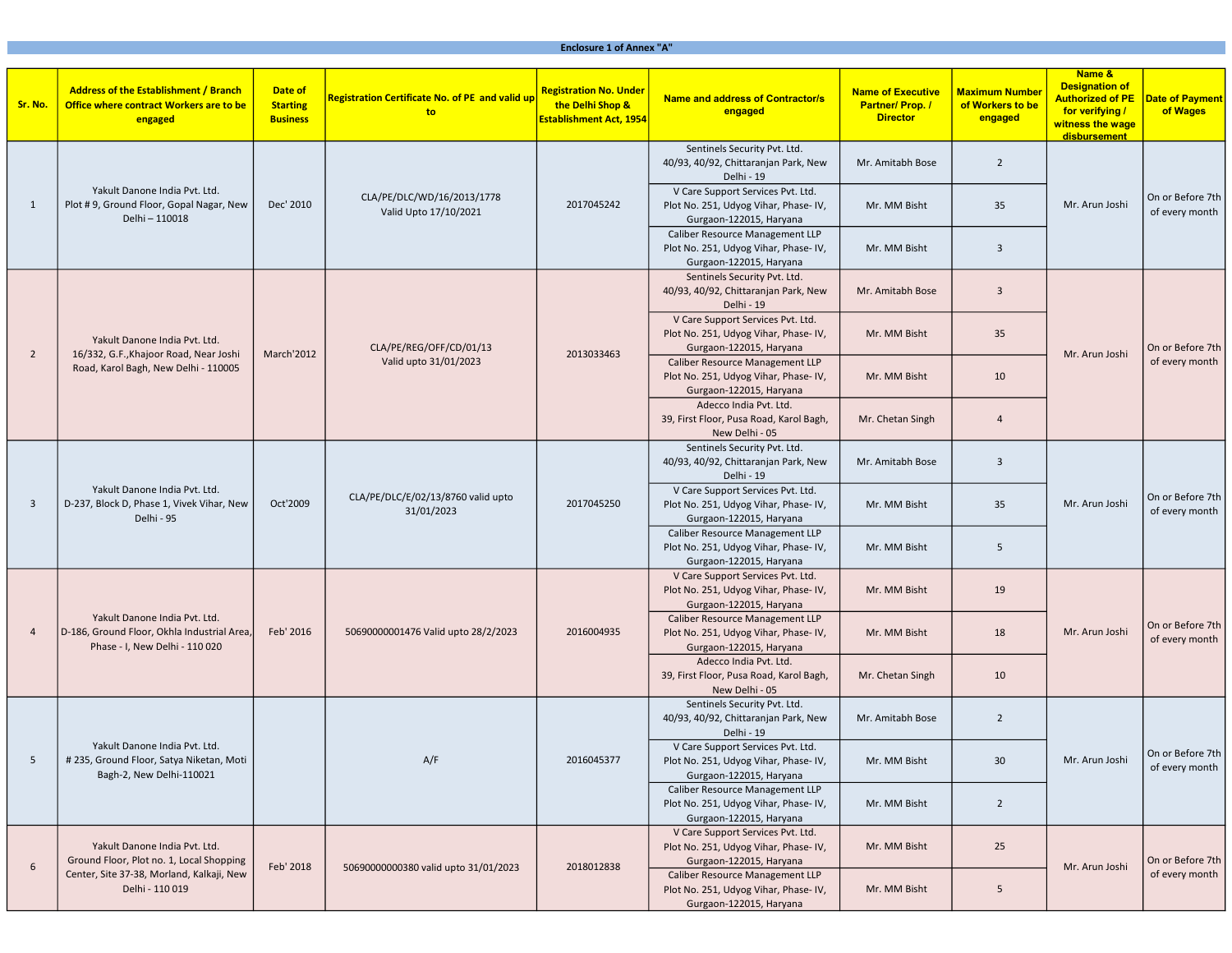**Enclosure 1 of Annex "A"**

| Sr. No. | Address of the Establishment / Branch Office where contract Workers are to be engaged | Date of Starting Business | Registration Certificate No. of PE and valid up to | Registration No. Under the Delhi Shop & Establishment Act, 1954 | Name and address of Contractor/s engaged | Name of Executive Partner/ Prop. / Director | Maximum Number of Workers to be engaged | Name & Designation of Authorized of PE for verifying / witness the wage disbursement | Date of Payment of Wages |
|---|---|---|---|---|---|---|---|---|---|
| 1 | Yakult Danone India Pvt. Ltd. Plot # 9, Ground Floor, Gopal Nagar, New Delhi – 110018 | Dec' 2010 | CLA/PE/DLC/WD/16/2013/1778 Valid Upto 17/10/2021 | 2017045242 | Sentinels Security Pvt. Ltd. 40/93, 40/92, Chittaranjan Park, New Delhi - 19 | Mr. Amitabh Bose | 2 | Mr. Arun Joshi | On or Before 7th of every month |
| | | | | | V Care Support Services Pvt. Ltd. Plot No. 251, Udyog Vihar, Phase- IV, Gurgaon-122015, Haryana | Mr. MM Bisht | 35 | | |
| | | | | | Caliber Resource Management LLP Plot No. 251, Udyog Vihar, Phase- IV, Gurgaon-122015, Haryana | Mr. MM Bisht | 3 | | |
| 2 | Yakult Danone India Pvt. Ltd. 16/332, G.F.,Khajoor Road, Near Joshi Road, Karol Bagh, New Delhi - 110005 | March'2012 | CLA/PE/REG/OFF/CD/01/13 Valid upto 31/01/2023 | 2013033463 | Sentinels Security Pvt. Ltd. 40/93, 40/92, Chittaranjan Park, New Delhi - 19 | Mr. Amitabh Bose | 3 | Mr. Arun Joshi | On or Before 7th of every month |
| | | | | | V Care Support Services Pvt. Ltd. Plot No. 251, Udyog Vihar, Phase- IV, Gurgaon-122015, Haryana | Mr. MM Bisht | 35 | | |
| | | | | | Caliber Resource Management LLP Plot No. 251, Udyog Vihar, Phase- IV, Gurgaon-122015, Haryana | Mr. MM Bisht | 10 | | |
| | | | | | Adecco India Pvt. Ltd. 39, First Floor, Pusa Road, Karol Bagh, New Delhi - 05 | Mr. Chetan Singh | 4 | | |
| 3 | Yakult Danone India Pvt. Ltd. D-237, Block D, Phase 1, Vivek Vihar, New Delhi - 95 | Oct'2009 | CLA/PE/DLC/E/02/13/8760 valid upto 31/01/2023 | 2017045250 | Sentinels Security Pvt. Ltd. 40/93, 40/92, Chittaranjan Park, New Delhi - 19 | Mr. Amitabh Bose | 3 | Mr. Arun Joshi | On or Before 7th of every month |
| | | | | | V Care Support Services Pvt. Ltd. Plot No. 251, Udyog Vihar, Phase- IV, Gurgaon-122015, Haryana | Mr. MM Bisht | 35 | | |
| | | | | | Caliber Resource Management LLP Plot No. 251, Udyog Vihar, Phase- IV, Gurgaon-122015, Haryana | Mr. MM Bisht | 5 | | |
| 4 | Yakult Danone India Pvt. Ltd. D-186, Ground Floor, Okhla Industrial Area, Phase - I, New Delhi - 110 020 | Feb' 2016 | 50690000001476 Valid upto 28/2/2023 | 2016004935 | V Care Support Services Pvt. Ltd. Plot No. 251, Udyog Vihar, Phase- IV, Gurgaon-122015, Haryana | Mr. MM Bisht | 19 | Mr. Arun Joshi | On or Before 7th of every month |
| | | | | | Caliber Resource Management LLP Plot No. 251, Udyog Vihar, Phase- IV, Gurgaon-122015, Haryana | Mr. MM Bisht | 18 | | |
| | | | | | Adecco India Pvt. Ltd. 39, First Floor, Pusa Road, Karol Bagh, New Delhi - 05 | Mr. Chetan Singh | 10 | | |
| 5 | Yakult Danone India Pvt. Ltd. # 235, Ground Floor, Satya Niketan, Moti Bagh-2, New Delhi-110021 | | A/F | 2016045377 | Sentinels Security Pvt. Ltd. 40/93, 40/92, Chittaranjan Park, New Delhi - 19 | Mr. Amitabh Bose | 2 | Mr. Arun Joshi | On or Before 7th of every month |
| | | | | | V Care Support Services Pvt. Ltd. Plot No. 251, Udyog Vihar, Phase- IV, Gurgaon-122015, Haryana | Mr. MM Bisht | 30 | | |
| | | | | | Caliber Resource Management LLP Plot No. 251, Udyog Vihar, Phase- IV, Gurgaon-122015, Haryana | Mr. MM Bisht | 2 | | |
| 6 | Yakult Danone India Pvt. Ltd. Ground Floor, Plot no. 1, Local Shopping Center, Site 37-38, Morland, Kalkaji, New Delhi - 110 019 | Feb' 2018 | 50690000000380 valid upto 31/01/2023 | 2018012838 | V Care Support Services Pvt. Ltd. Plot No. 251, Udyog Vihar, Phase- IV, Gurgaon-122015, Haryana | Mr. MM Bisht | 25 | Mr. Arun Joshi | On or Before 7th of every month |
| | | | | | Caliber Resource Management LLP Plot No. 251, Udyog Vihar, Phase- IV, Gurgaon-122015, Haryana | Mr. MM Bisht | 5 | | |